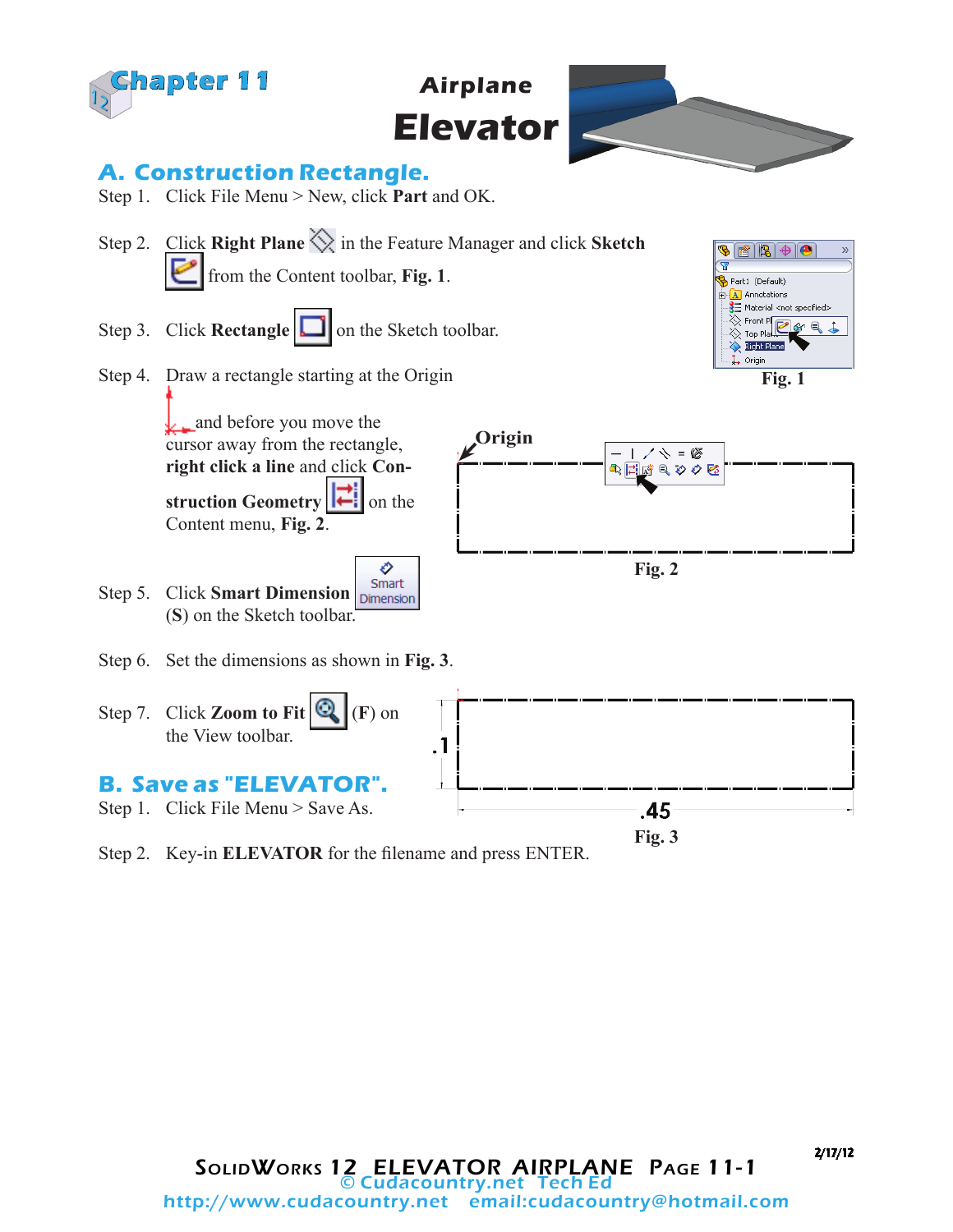# Chapter 11

## Airplane Elevator

## A. Construction Rectangle.

Step 1. Click File Menu > New, click **Part** and OK.

Step 2. Click **Right Plane** in the Feature Manager and click **Sketch** from the Content toolbar, **Fig. 1**.

Step 3. Click **Rectangle** on the Sketch toolbar.

Step 4. Draw a rectangle starting at the Origin and before you move the cursor away from the rectangle, **right click a line** and click **Construction Geometry** on the Content menu, **Fig. 2**.

Step 5. Click **Smart Dimension** (**S**) on the Sketch toolbar.

Step 6. Set the dimensions as shown in **Fig. 3**.

Step 7. Click **Zoom to Fit** (**F**) on the View toolbar.

**Fig. 1**

Origin

**Fig. 2**

.1

.45

**Fig. 3**

## B. Save as "ELEVATOR".

Step 1. Click File Menu > Save As.

Step 2. Key-in **ELEVATOR** for the filename and press ENTER.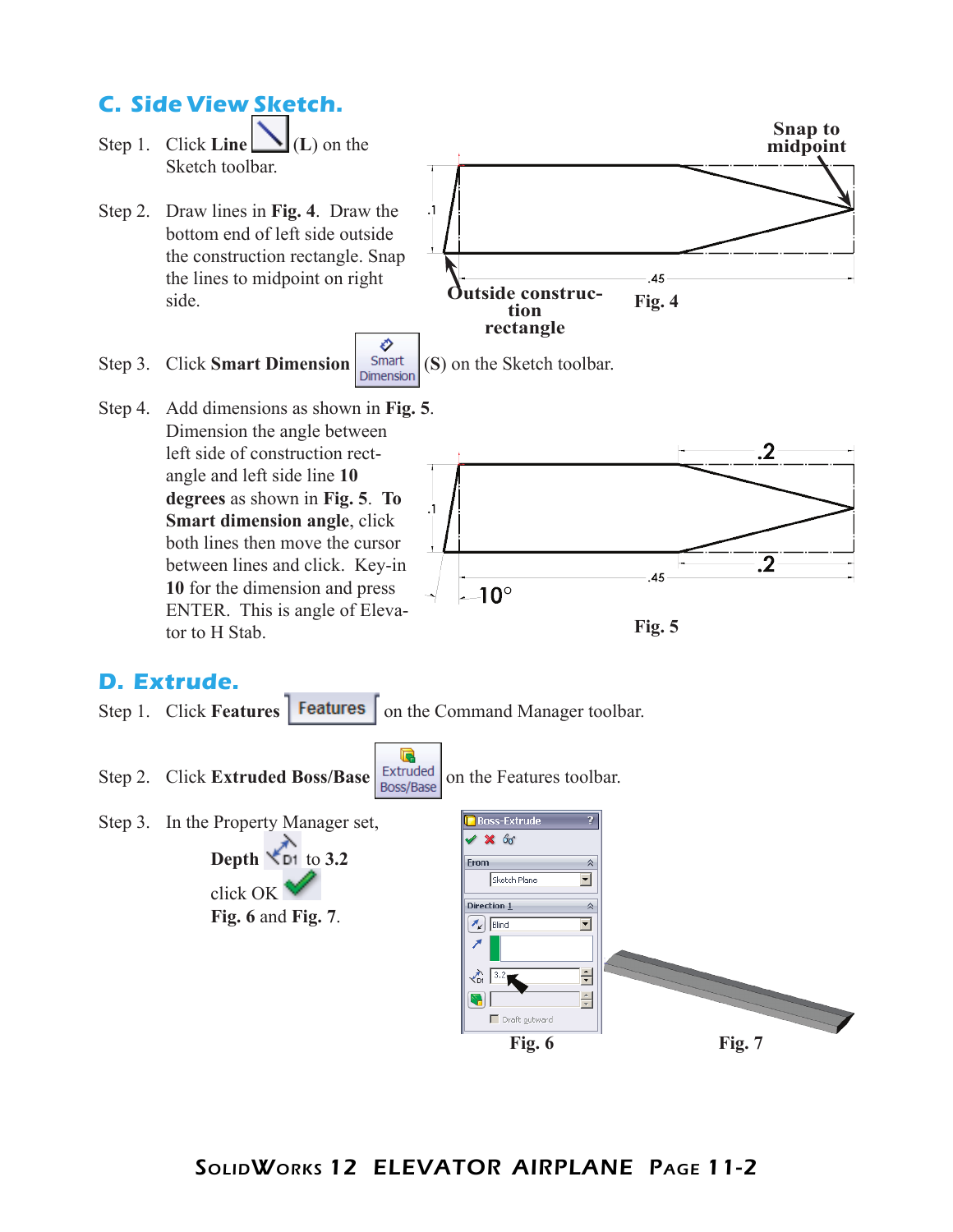## C. Side View Sketch.

Step 1. Click **Line** (**L**) on the Sketch toolbar.

Step 2. Draw lines in **Fig. 4**. Draw the bottom end of left side outside the construction rectangle. Snap the lines to midpoint on right side.

Snap to midpoint

.1

.45

Outside construction rectangle

Fig. 4

Step 3. Click **Smart Dimension** (**S**) on the Sketch toolbar.

Step 4. Add dimensions as shown in **Fig. 5**. Dimension the angle between left side of construction rectangle and left side line **10 degrees** as shown in **Fig. 5**. **To Smart dimension angle**, click both lines then move the cursor between lines and click. Key-in **10** for the dimension and press ENTER. This is angle of Elevator to H Stab.

.2

.1

.2

.45

10°

Fig. 5

## D. Extrude.

Step 1. Click **Features** on the Command Manager toolbar.

Step 2. Click **Extruded Boss/Base** on the Features toolbar.

Step 3. In the Property Manager set,

**Depth** to **3.2**

click OK

**Fig. 6** and **Fig. 7**.

Boss-Extrude

From

Sketch Plane

Direction 1

Blind

3.2

Draft outward

Fig. 6

Fig. 7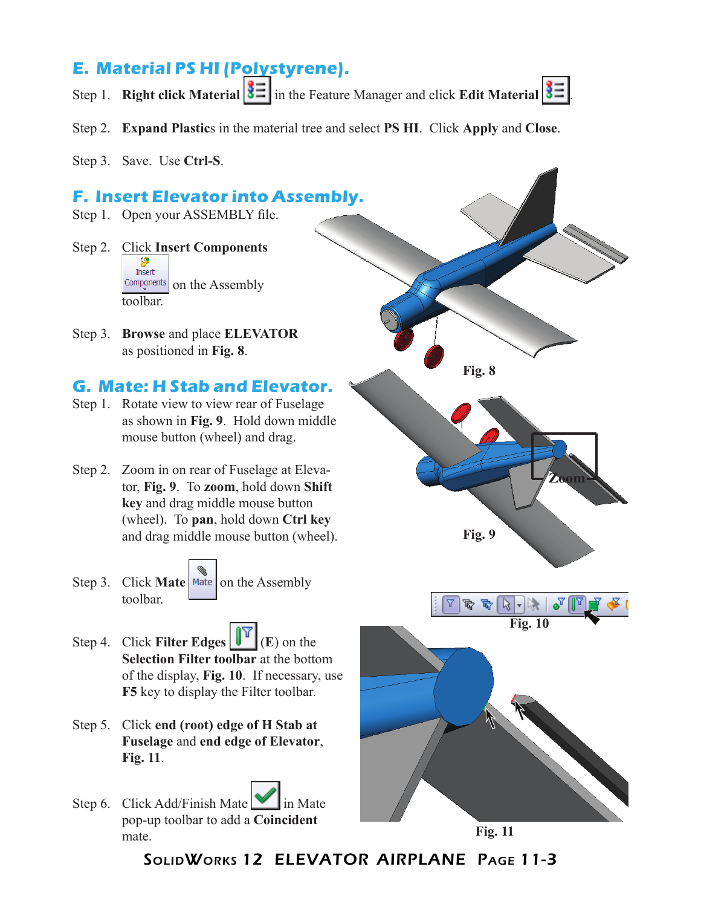## E. Material PS HI (Polystyrene).

Step 1. **Right click Material** in the Feature Manager and click **Edit Material**.

Step 2. **Expand Plastics** in the material tree and select **PS HI**. Click **Apply** and **Close**.

Step 3. Save. Use **Ctrl-S**.

## F. Insert Elevator into Assembly.

Step 1. Open your ASSEMBLY file.

Step 2. Click **Insert Components** on the Assembly toolbar.

Step 3. **Browse** and place **ELEVATOR** as positioned in **Fig. 8**.

**Fig. 8**

## G. Mate: H Stab and Elevator.

Step 1. Rotate view to view rear of Fuselage as shown in **Fig. 9**. Hold down middle mouse button (wheel) and drag.

Step 2. Zoom in on rear of Fuselage at Elevator, **Fig. 9**. To **zoom**, hold down **Shift key** and drag middle mouse button (wheel). To **pan**, hold down **Ctrl key** and drag middle mouse button (wheel).

Zoom

**Fig. 9**

Step 3. Click **Mate** on the Assembly toolbar.

Step 4. Click **Filter Edges** (**E**) on the **Selection Filter toolbar** at the bottom of the display, **Fig. 10**. If necessary, use **F5** key to display the Filter toolbar.

**Fig. 10**

Step 5. Click **end (root) edge of H Stab at Fuselage** and **end edge of Elevator**, **Fig. 11**.

Step 6. Click Add/Finish Mate in Mate pop-up toolbar to add a **Coincident** mate.

**Fig. 11**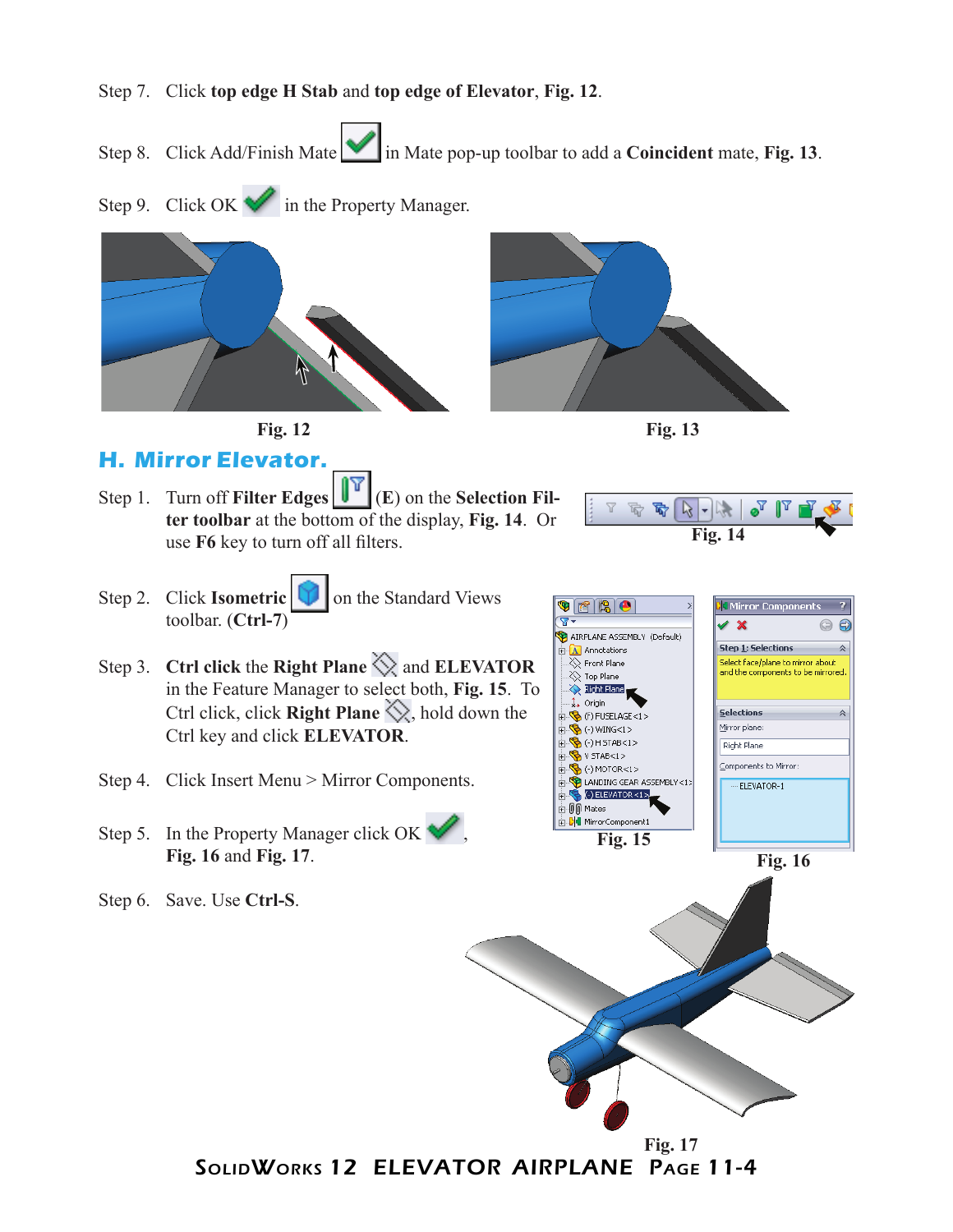Step 7. Click **top edge H Stab** and **top edge of Elevator**, **Fig. 12**.

Step 8. Click Add/Finish Mate in Mate pop-up toolbar to add a **Coincident** mate, **Fig. 13**.

Step 9. Click OK in the Property Manager.

**Fig. 12**

**Fig. 13**

## H. Mirror Elevator.

Step 1. Turn off **Filter Edges** (**E**) on the **Selection Filter toolbar** at the bottom of the display, **Fig. 14**. Or use **F6** key to turn off all filters.

**Fig. 14**

Step 2. Click **Isometric** on the Standard Views toolbar. (**Ctrl-7**)

Step 3. **Ctrl click** the **Right Plane** and **ELEVATOR** in the Feature Manager to select both, **Fig. 15**. To Ctrl click, click **Right Plane**, hold down the Ctrl key and click **ELEVATOR**.

Step 4. Click Insert Menu > Mirror Components.

Step 5. In the Property Manager click OK, **Fig. 16** and **Fig. 17**.

Step 6. Save. Use **Ctrl-S**.

**Fig. 15**

**Fig. 16**

**Fig. 17**